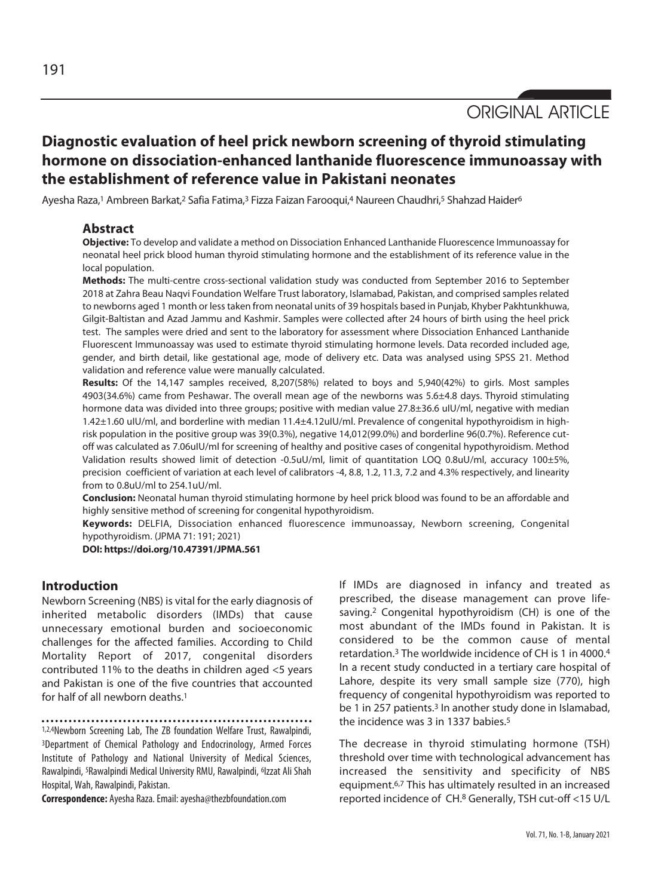ORIGINAL ARTICLE

# Diagnostic evaluation of heel prick newborn screening of thyroid stimulating hormone on dissociation-enhanced lanthanide fluorescence immunoassay with the establishment of reference value in Pakistani neonates

Ayesha Raza,[1] Ambreen Barkat,[2] Safia Fatima,[3] Fizza Faizan Farooqui,[4] Naureen Chaudhri,[5] Shahzad Haider[6]

## Abstract

**Objective:** To develop and validate a method on Dissociation Enhanced Lanthanide Fluorescence Immunoassay for neonatal heel prick blood human thyroid stimulating hormone and the establishment of its reference value in the local population.

**Methods:** The multi-centre cross-sectional validation study was conducted from September 2016 to September 2018 at Zahra Beau Naqvi Foundation Welfare Trust laboratory, Islamabad, Pakistan, and comprised samples related to newborns aged 1 month or less taken from neonatal units of 39 hospitals based in Punjab, Khyber Pakhtunkhuwa, Gilgit-Baltistan and Azad Jammu and Kashmir. Samples were collected after 24 hours of birth using the heel prick test. The samples were dried and sent to the laboratory for assessment where Dissociation Enhanced Lanthanide Fluorescent Immunoassay was used to estimate thyroid stimulating hormone levels. Data recorded included age, gender, and birth detail, like gestational age, mode of delivery etc. Data was analysed using SPSS 21. Method validation and reference value were manually calculated.

**Results:** Of the 14,147 samples received, 8,207(58%) related to boys and 5,940(42%) to girls. Most samples 4903(34.6%) came from Peshawar. The overall mean age of the newborns was 5.6±4.8 days. Thyroid stimulating hormone data was divided into three groups; positive with median value 27.8±36.6 uIU/ml, negative with median 1.42±1.60 uIU/ml, and borderline with median 11.4±4.12uIU/ml. Prevalence of congenital hypothyroidism in high-risk population in the positive group was 39(0.3%), negative 14,012(99.0%) and borderline 96(0.7%). Reference cut-off was calculated as 7.06uIU/ml for screening of healthy and positive cases of congenital hypothyroidism. Method Validation results showed limit of detection -0.5uU/ml, limit of quantitation LOQ 0.8uU/ml, accuracy 100±5%, precision coefficient of variation at each level of calibrators -4, 8.8, 1.2, 11.3, 7.2 and 4.3% respectively, and linearity from to 0.8uU/ml to 254.1uU/ml.

**Conclusion:** Neonatal human thyroid stimulating hormone by heel prick blood was found to be an affordable and highly sensitive method of screening for congenital hypothyroidism.

**Keywords:** DELFIA, Dissociation enhanced fluorescence immunoassay, Newborn screening, Congenital hypothyroidism. (JPMA 71: 191; 2021)

**DOI: https://doi.org/10.47391/JPMA.561**

## Introduction

Newborn Screening (NBS) is vital for the early diagnosis of inherited metabolic disorders (IMDs) that cause unnecessary emotional burden and socioeconomic challenges for the affected families. According to Child Mortality Report of 2017, congenital disorders contributed 11% to the deaths in children aged <5 years and Pakistan is one of the five countries that accounted for half of all newborn deaths.[1]

If IMDs are diagnosed in infancy and treated as prescribed, the disease management can prove life-saving.[2] Congenital hypothyroidism (CH) is one of the most abundant of the IMDs found in Pakistan. It is considered to be the common cause of mental retardation.[3] The worldwide incidence of CH is 1 in 4000.[4] In a recent study conducted in a tertiary care hospital of Lahore, despite its very small sample size (770), high frequency of congenital hypothyroidism was reported to be 1 in 257 patients.[3] In another study done in Islamabad, the incidence was 3 in 1337 babies.[5]

The decrease in thyroid stimulating hormone (TSH) threshold over time with technological advancement has increased the sensitivity and specificity of NBS equipment.[6,7] This has ultimately resulted in an increased reported incidence of CH.[8] Generally, TSH cut-off <15 U/L

---

[1,2,4]Newborn Screening Lab, The ZB foundation Welfare Trust, Rawalpindi, [3]Department of Chemical Pathology and Endocrinology, Armed Forces Institute of Pathology and National University of Medical Sciences, Rawalpindi, [5]Rawalpindi Medical University RMU, Rawalpindi, [6]Izzat Ali Shah Hospital, Wah, Rawalpindi, Pakistan.

**Correspondence:** Ayesha Raza. Email: ayesha@thezbfoundation.com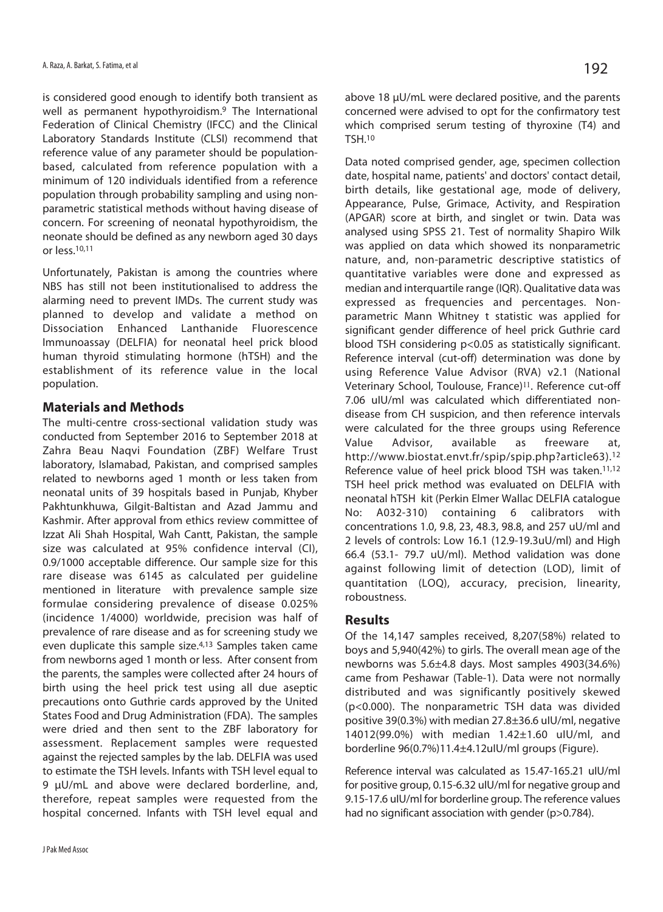is considered good enough to identify both transient as well as permanent hypothyroidism.[9] The International Federation of Clinical Chemistry (IFCC) and the Clinical Laboratory Standards Institute (CLSI) recommend that reference value of any parameter should be population-based, calculated from reference population with a minimum of 120 individuals identified from a reference population through probability sampling and using non-parametric statistical methods without having disease of concern. For screening of neonatal hypothyroidism, the neonate should be defined as any newborn aged 30 days or less.[10,11]

Unfortunately, Pakistan is among the countries where NBS has still not been institutionalised to address the alarming need to prevent IMDs. The current study was planned to develop and validate a method on Dissociation Enhanced Lanthanide Fluorescence Immunoassay (DELFIA) for neonatal heel prick blood human thyroid stimulating hormone (hTSH) and the establishment of its reference value in the local population.

## Materials and Methods

The multi-centre cross-sectional validation study was conducted from September 2016 to September 2018 at Zahra Beau Naqvi Foundation (ZBF) Welfare Trust laboratory, Islamabad, Pakistan, and comprised samples related to newborns aged 1 month or less taken from neonatal units of 39 hospitals based in Punjab, Khyber Pakhtunkhuwa, Gilgit-Baltistan and Azad Jammu and Kashmir. After approval from ethics review committee of Izzat Ali Shah Hospital, Wah Cantt, Pakistan, the sample size was calculated at 95% confidence interval (CI), 0.9/1000 acceptable difference. Our sample size for this rare disease was 6145 as calculated per guideline mentioned in literature with prevalence sample size formulae considering prevalence of disease 0.025% (incidence 1/4000) worldwide, precision was half of prevalence of rare disease and as for screening study we even duplicate this sample size.[4,13] Samples taken came from newborns aged 1 month or less. After consent from the parents, the samples were collected after 24 hours of birth using the heel prick test using all due aseptic precautions onto Guthrie cards approved by the United States Food and Drug Administration (FDA). The samples were dried and then sent to the ZBF laboratory for assessment. Replacement samples were requested against the rejected samples by the lab. DELFIA was used to estimate the TSH levels. Infants with TSH level equal to 9 µU/mL and above were declared borderline, and, therefore, repeat samples were requested from the hospital concerned. Infants with TSH level equal and above 18 µU/mL were declared positive, and the parents concerned were advised to opt for the confirmatory test which comprised serum testing of thyroxine (T4) and TSH.[10]

Data noted comprised gender, age, specimen collection date, hospital name, patients' and doctors' contact detail, birth details, like gestational age, mode of delivery, Appearance, Pulse, Grimace, Activity, and Respiration (APGAR) score at birth, and singlet or twin. Data was analysed using SPSS 21. Test of normality Shapiro Wilk was applied on data which showed its nonparametric nature, and, non-parametric descriptive statistics of quantitative variables were done and expressed as median and interquartile range (IQR). Qualitative data was expressed as frequencies and percentages. Non-parametric Mann Whitney t statistic was applied for significant gender difference of heel prick Guthrie card blood TSH considering $p<0.05$ as statistically significant. Reference interval (cut-off) determination was done by using Reference Value Advisor (RVA) v2.1 (National Veterinary School, Toulouse, France)[11]. Reference cut-off 7.06 uIU/ml was calculated which differentiated non-disease from CH suspicion, and then reference intervals were calculated for the three groups using Reference Value Advisor, available as freeware at, http://www.biostat.envt.fr/spip/spip.php?article63).[12] Reference value of heel prick blood TSH was taken.[11,12] TSH heel prick method was evaluated on DELFIA with neonatal hTSH kit (Perkin Elmer Wallac DELFIA catalogue No: A032-310) containing 6 calibrators with concentrations 1.0, 9.8, 23, 48.3, 98.8, and 257 uU/ml and 2 levels of controls: Low 16.1 (12.9-19.3uU/ml) and High 66.4 (53.1- 79.7 uU/ml). Method validation was done against following limit of detection (LOD), limit of quantitation (LOQ), accuracy, precision, linearity, roboustness.

## Results

Of the 14,147 samples received, 8,207(58%) related to boys and 5,940(42%) to girls. The overall mean age of the newborns was 5.6±4.8 days. Most samples 4903(34.6%) came from Peshawar (Table-1). Data were not normally distributed and was significantly positively skewed ($p<0.000$). The nonparametric TSH data was divided positive 39(0.3%) with median 27.8±36.6 uIU/ml, negative 14012(99.0%) with median 1.42±1.60 uIU/ml, and borderline 96(0.7%)11.4±4.12uIU/ml groups (Figure).

Reference interval was calculated as 15.47-165.21 uIU/ml for positive group, 0.15-6.32 uIU/ml for negative group and 9.15-17.6 uIU/ml for borderline group. The reference values had no significant association with gender ($p>0.784$).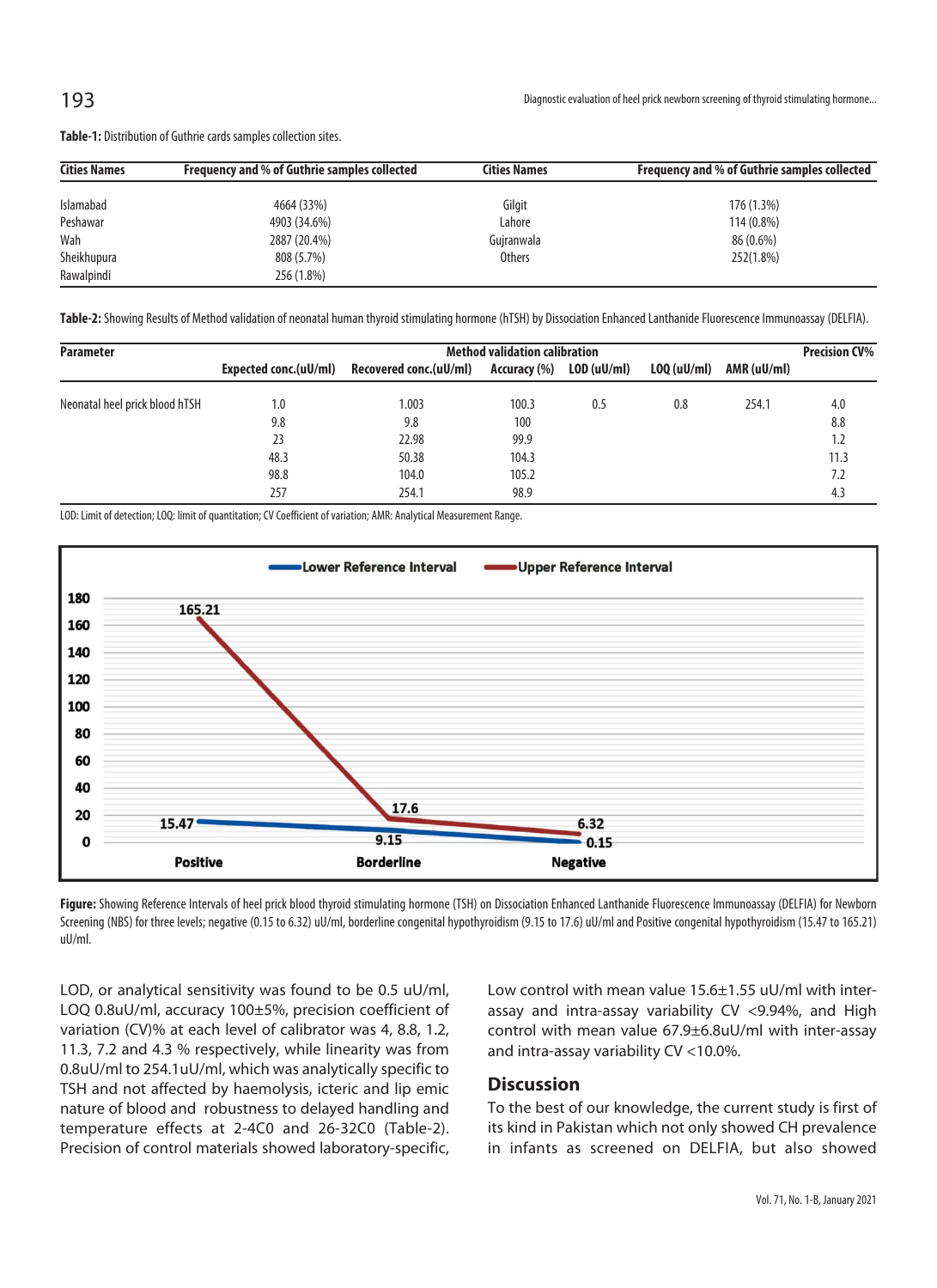**Table-1:** Distribution of Guthrie cards samples collection sites.

| Cities Names | Frequency and % of Guthrie samples collected | Cities Names | Frequency and % of Guthrie samples collected |
|---|---|---|---|
| Islamabad | 4664 (33%) | Gilgit | 176 (1.3%) |
| Peshawar | 4903 (34.6%) | Lahore | 114 (0.8%) |
| Wah | 2887 (20.4%) | Gujranwala | 86 (0.6%) |
| Sheikhupura | 808 (5.7%) | Others | 252(1.8%) |
| Rawalpindi | 256 (1.8%) | | |

**Table-2:** Showing Results of Method validation of neonatal human thyroid stimulating hormone (hTSH) by Dissociation Enhanced Lanthanide Fluorescence Immunoassay (DELFIA).

| Parameter | Method validation calibration | | | | | | Precision CV% |
|---|---|---|---|---|---|---|---|
| | Expected conc.(uU/ml) | Recovered conc.(uU/ml) | Accuracy (%) | LOD (uU/ml) | LOQ (uU/ml) | AMR (uU/ml) | |
| Neonatal heel prick blood hTSH | 1.0 | 1.003 | 100.3 | 0.5 | 0.8 | 254.1 | 4.0 |
| | 9.8 | 9.8 | 100 | | | | 8.8 |
| | 23 | 22.98 | 99.9 | | | | 1.2 |
| | 48.3 | 50.38 | 104.3 | | | | 11.3 |
| | 98.8 | 104.0 | 105.2 | | | | 7.2 |
| | 257 | 254.1 | 98.9 | | | | 4.3 |

LOD: Limit of detection; LOQ: limit of quantitation; CV Coefficient of variation; AMR: Analytical Measurement Range.

**Figure:** Showing Reference Intervals of heel prick blood thyroid stimulating hormone (TSH) on Dissociation Enhanced Lanthanide Fluorescence Immunoassay (DELFIA) for Newborn Screening (NBS) for three levels; negative (0.15 to 6.32) uU/ml, borderline congenital hypothyroidism (9.15 to 17.6) uU/ml and Positive congenital hypothyroidism (15.47 to 165.21) uU/ml.

LOD, or analytical sensitivity was found to be 0.5 uU/ml, LOQ 0.8uU/ml, accuracy 100±5%, precision coefficient of variation (CV)% at each level of calibrator was 4, 8.8, 1.2, 11.3, 7.2 and 4.3 % respectively, while linearity was from 0.8uU/ml to 254.1uU/ml, which was analytically specific to TSH and not affected by haemolysis, icteric and lip emic nature of blood and robustness to delayed handling and temperature effects at 2-4C0 and 26-32C0 (Table-2). Precision of control materials showed laboratory-specific, Low control with mean value 15.6±1.55 uU/ml with inter-assay and intra-assay variability CV <9.94%, and High control with mean value 67.9±6.8uU/ml with inter-assay and intra-assay variability CV <10.0%.

## Discussion

To the best of our knowledge, the current study is first of its kind in Pakistan which not only showed CH prevalence in infants as screened on DELFIA, but also showed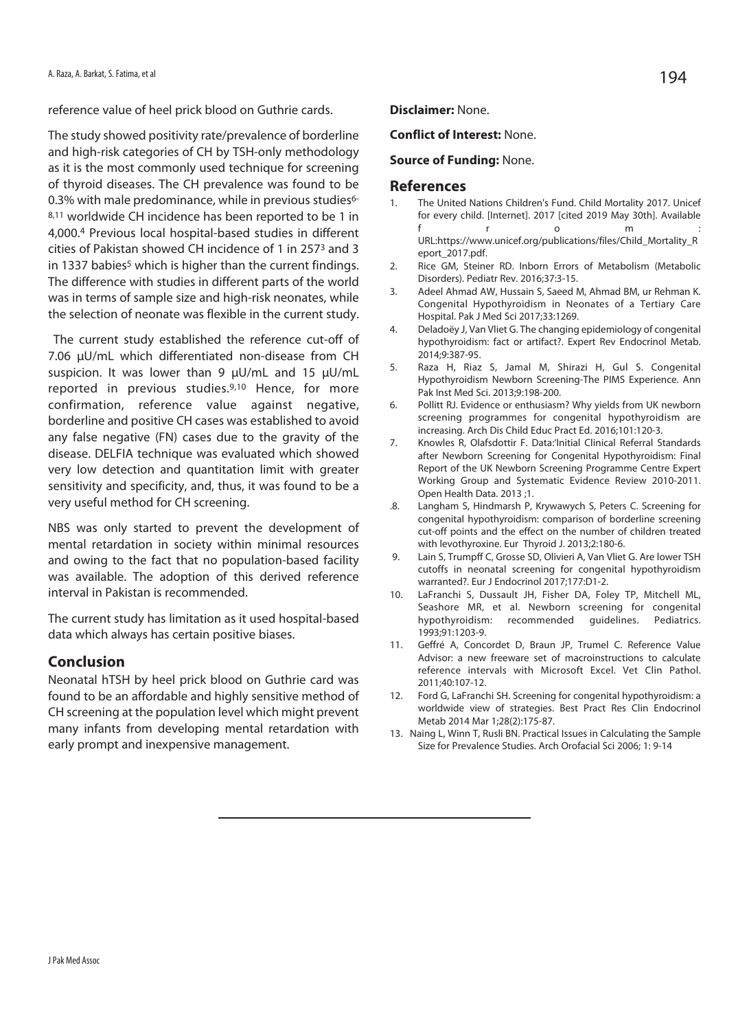reference value of heel prick blood on Guthrie cards.

The study showed positivity rate/prevalence of borderline and high-risk categories of CH by TSH-only methodology as it is the most commonly used technique for screening of thyroid diseases. The CH prevalence was found to be 0.3% with male predominance, while in previous studies[6-8,11] worldwide CH incidence has been reported to be 1 in 4,000.[4] Previous local hospital-based studies in different cities of Pakistan showed CH incidence of 1 in 257[3] and 3 in 1337 babies[5] which is higher than the current findings. The difference with studies in different parts of the world was in terms of sample size and high-risk neonates, while the selection of neonate was flexible in the current study.

The current study established the reference cut-off of 7.06 µU/mL which differentiated non-disease from CH suspicion. It was lower than 9 µU/mL and 15 µU/mL reported in previous studies.[9,10] Hence, for more confirmation, reference value against negative, borderline and positive CH cases was established to avoid any false negative (FN) cases due to the gravity of the disease. DELFIA technique was evaluated which showed very low detection and quantitation limit with greater sensitivity and specificity, and, thus, it was found to be a very useful method for CH screening.

NBS was only started to prevent the development of mental retardation in society within minimal resources and owing to the fact that no population-based facility was available. The adoption of this derived reference interval in Pakistan is recommended.

The current study has limitation as it used hospital-based data which always has certain positive biases.

## Conclusion

Neonatal hTSH by heel prick blood on Guthrie card was found to be an affordable and highly sensitive method of CH screening at the population level which might prevent many infants from developing mental retardation with early prompt and inexpensive management.

**Disclaimer:** None.

**Conflict of Interest:** None.

**Source of Funding:** None.

## References

1. The United Nations Children's Fund. Child Mortality 2017. Unicef for every child. [Internet]. 2017 [cited 2019 May 30th]. Available from: URL:https://www.unicef.org/publications/files/Child_Mortality_Report_2017.pdf.
2. Rice GM, Steiner RD. Inborn Errors of Metabolism (Metabolic Disorders). Pediatr Rev. 2016;37:3-15.
3. Adeel Ahmad AW, Hussain S, Saeed M, Ahmad BM, ur Rehman K. Congenital Hypothyroidism in Neonates of a Tertiary Care Hospital. Pak J Med Sci 2017;33:1269.
4. Deladoëy J, Van Vliet G. The changing epidemiology of congenital hypothyroidism: fact or artifact?. Expert Rev Endocrinol Metab. 2014;9:387-95.
5. Raza H, Riaz S, Jamal M, Shirazi H, Gul S. Congenital Hypothyroidism Newborn Screening-The PIMS Experience. Ann Pak Inst Med Sci. 2013;9:198-200.
6. Pollitt RJ. Evidence or enthusiasm? Why yields from UK newborn screening programmes for congenital hypothyroidism are increasing. Arch Dis Child Educ Pract Ed. 2016;101:120-3.
7. Knowles R, Olafsdottir F. Data:'Initial Clinical Referral Standards after Newborn Screening for Congenital Hypothyroidism: Final Report of the UK Newborn Screening Programme Centre Expert Working Group and Systematic Evidence Review 2010-2011. Open Health Data. 2013 ;1.
8. Langham S, Hindmarsh P, Krywawych S, Peters C. Screening for congenital hypothyroidism: comparison of borderline screening cut-off points and the effect on the number of children treated with levothyroxine. Eur Thyroid J. 2013;2:180-6.
9. Lain S, Trumpff C, Grosse SD, Olivieri A, Van Vliet G. Are lower TSH cutoffs in neonatal screening for congenital hypothyroidism warranted?. Eur J Endocrinol 2017;177:D1-2.
10. LaFranchi S, Dussault JH, Fisher DA, Foley TP, Mitchell ML, Seashore MR, et al. Newborn screening for congenital hypothyroidism: recommended guidelines. Pediatrics. 1993;91:1203-9.
11. Geffré A, Concordet D, Braun JP, Trumel C. Reference Value Advisor: a new freeware set of macroinstructions to calculate reference intervals with Microsoft Excel. Vet Clin Pathol. 2011;40:107-12.
12. Ford G, LaFranchi SH. Screening for congenital hypothyroidism: a worldwide view of strategies. Best Pract Res Clin Endocrinol Metab 2014 Mar 1;28(2):175-87.
13. Naing L, Winn T, Rusli BN. Practical Issues in Calculating the Sample Size for Prevalence Studies. Arch Orofacial Sci 2006; 1: 9-14